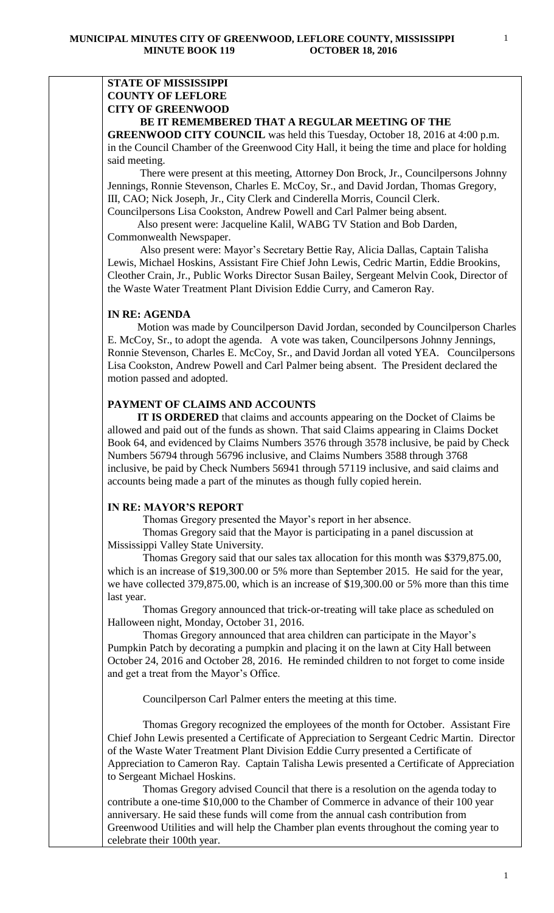**MUNICIPAL MINUTES CITY OF GREENWOOD, LEFLORE COUNTY, MISSISSIPPI**
**MINUTE BOOK 119 OCTOBER 18, 2016**

**STATE OF MISSISSIPPI**
**COUNTY OF LEFLORE**
**CITY OF GREENWOOD**

**BE IT REMEMBERED THAT A REGULAR MEETING OF THE GREENWOOD CITY COUNCIL** was held this Tuesday, October 18, 2016 at 4:00 p.m. in the Council Chamber of the Greenwood City Hall, it being the time and place for holding said meeting.

There were present at this meeting, Attorney Don Brock, Jr., Councilpersons Johnny Jennings, Ronnie Stevenson, Charles E. McCoy, Sr., and David Jordan, Thomas Gregory, III, CAO; Nick Joseph, Jr., City Clerk and Cinderella Morris, Council Clerk. Councilpersons Lisa Cookston, Andrew Powell and Carl Palmer being absent.

Also present were: Jacqueline Kalil, WABG TV Station and Bob Darden, Commonwealth Newspaper.

Also present were: Mayor's Secretary Bettie Ray, Alicia Dallas, Captain Talisha Lewis, Michael Hoskins, Assistant Fire Chief John Lewis, Cedric Martin, Eddie Brookins, Cleother Crain, Jr., Public Works Director Susan Bailey, Sergeant Melvin Cook, Director of the Waste Water Treatment Plant Division Eddie Curry, and Cameron Ray.

**IN RE: AGENDA**

Motion was made by Councilperson David Jordan, seconded by Councilperson Charles E. McCoy, Sr., to adopt the agenda. A vote was taken, Councilpersons Johnny Jennings, Ronnie Stevenson, Charles E. McCoy, Sr., and David Jordan all voted YEA. Councilpersons Lisa Cookston, Andrew Powell and Carl Palmer being absent. The President declared the motion passed and adopted.

**PAYMENT OF CLAIMS AND ACCOUNTS**

**IT IS ORDERED** that claims and accounts appearing on the Docket of Claims be allowed and paid out of the funds as shown. That said Claims appearing in Claims Docket Book 64, and evidenced by Claims Numbers 3576 through 3578 inclusive, be paid by Check Numbers 56794 through 56796 inclusive, and Claims Numbers 3588 through 3768 inclusive, be paid by Check Numbers 56941 through 57119 inclusive, and said claims and accounts being made a part of the minutes as though fully copied herein.

**IN RE: MAYOR'S REPORT**

Thomas Gregory presented the Mayor's report in her absence.

Thomas Gregory said that the Mayor is participating in a panel discussion at Mississippi Valley State University.

Thomas Gregory said that our sales tax allocation for this month was $379,875.00, which is an increase of $19,300.00 or 5% more than September 2015. He said for the year, we have collected 379,875.00, which is an increase of $19,300.00 or 5% more than this time last year.

Thomas Gregory announced that trick-or-treating will take place as scheduled on Halloween night, Monday, October 31, 2016.

Thomas Gregory announced that area children can participate in the Mayor's Pumpkin Patch by decorating a pumpkin and placing it on the lawn at City Hall between October 24, 2016 and October 28, 2016. He reminded children to not forget to come inside and get a treat from the Mayor's Office.

Councilperson Carl Palmer enters the meeting at this time.

Thomas Gregory recognized the employees of the month for October. Assistant Fire Chief John Lewis presented a Certificate of Appreciation to Sergeant Cedric Martin. Director of the Waste Water Treatment Plant Division Eddie Curry presented a Certificate of Appreciation to Cameron Ray. Captain Talisha Lewis presented a Certificate of Appreciation to Sergeant Michael Hoskins.

Thomas Gregory advised Council that there is a resolution on the agenda today to contribute a one-time $10,000 to the Chamber of Commerce in advance of their 100 year anniversary. He said these funds will come from the annual cash contribution from Greenwood Utilities and will help the Chamber plan events throughout the coming year to celebrate their 100th year.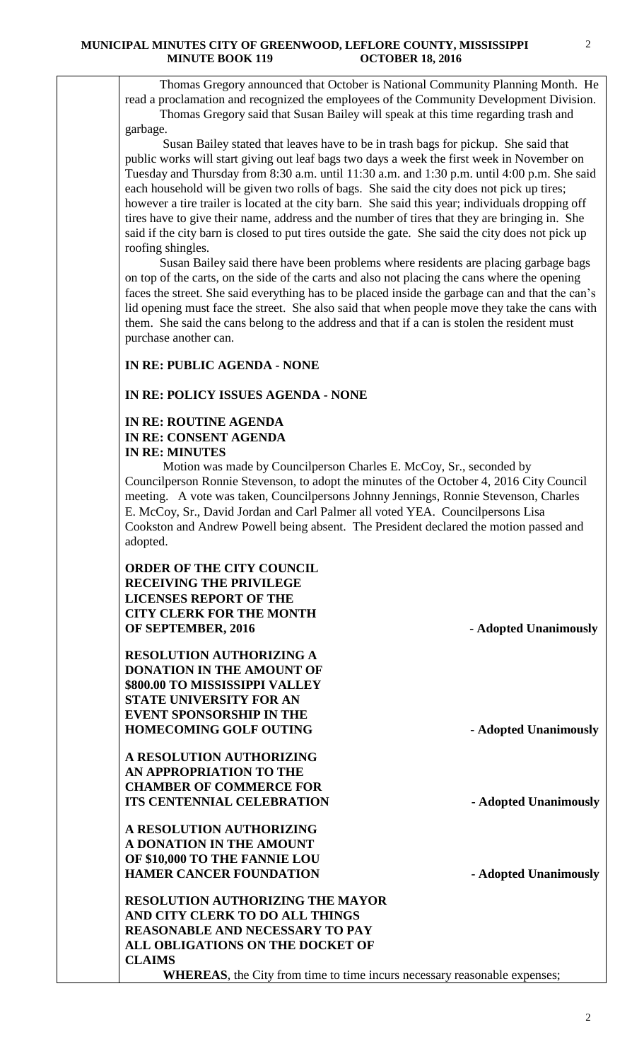Thomas Gregory announced that October is National Community Planning Month. He read a proclamation and recognized the employees of the Community Development Division.

Thomas Gregory said that Susan Bailey will speak at this time regarding trash and garbage.

Susan Bailey stated that leaves have to be in trash bags for pickup. She said that public works will start giving out leaf bags two days a week the first week in November on Tuesday and Thursday from 8:30 a.m. until 11:30 a.m. and 1:30 p.m. until 4:00 p.m. She said each household will be given two rolls of bags. She said the city does not pick up tires; however a tire trailer is located at the city barn. She said this year; individuals dropping off tires have to give their name, address and the number of tires that they are bringing in. She said if the city barn is closed to put tires outside the gate. She said the city does not pick up roofing shingles.

Susan Bailey said there have been problems where residents are placing garbage bags on top of the carts, on the side of the carts and also not placing the cans where the opening faces the street. She said everything has to be placed inside the garbage can and that the can's lid opening must face the street. She also said that when people move they take the cans with them. She said the cans belong to the address and that if a can is stolen the resident must purchase another can.

**IN RE: PUBLIC AGENDA - NONE**

**IN RE: POLICY ISSUES AGENDA - NONE**

**IN RE: ROUTINE AGENDA**
**IN RE: CONSENT AGENDA**
**IN RE: MINUTES**

Motion was made by Councilperson Charles E. McCoy, Sr., seconded by Councilperson Ronnie Stevenson, to adopt the minutes of the October 4, 2016 City Council meeting. A vote was taken, Councilpersons Johnny Jennings, Ronnie Stevenson, Charles E. McCoy, Sr., David Jordan and Carl Palmer all voted YEA. Councilpersons Lisa Cookston and Andrew Powell being absent. The President declared the motion passed and adopted.

**ORDER OF THE CITY COUNCIL RECEIVING THE PRIVILEGE LICENSES REPORT OF THE CITY CLERK FOR THE MONTH OF SEPTEMBER, 2016** - **Adopted Unanimously**

**RESOLUTION AUTHORIZING A DONATION IN THE AMOUNT OF \$800.00 TO MISSISSIPPI VALLEY STATE UNIVERSITY FOR AN EVENT SPONSORSHIP IN THE HOMECOMING GOLF OUTING** - **Adopted Unanimously**

**A RESOLUTION AUTHORIZING AN APPROPRIATION TO THE CHAMBER OF COMMERCE FOR ITS CENTENNIAL CELEBRATION** - **Adopted Unanimously**

**A RESOLUTION AUTHORIZING A DONATION IN THE AMOUNT OF \$10,000 TO THE FANNIE LOU HAMER CANCER FOUNDATION** - **Adopted Unanimously**

**RESOLUTION AUTHORIZING THE MAYOR AND CITY CLERK TO DO ALL THINGS REASONABLE AND NECESSARY TO PAY ALL OBLIGATIONS ON THE DOCKET OF CLAIMS**

**WHEREAS**, the City from time to time incurs necessary reasonable expenses;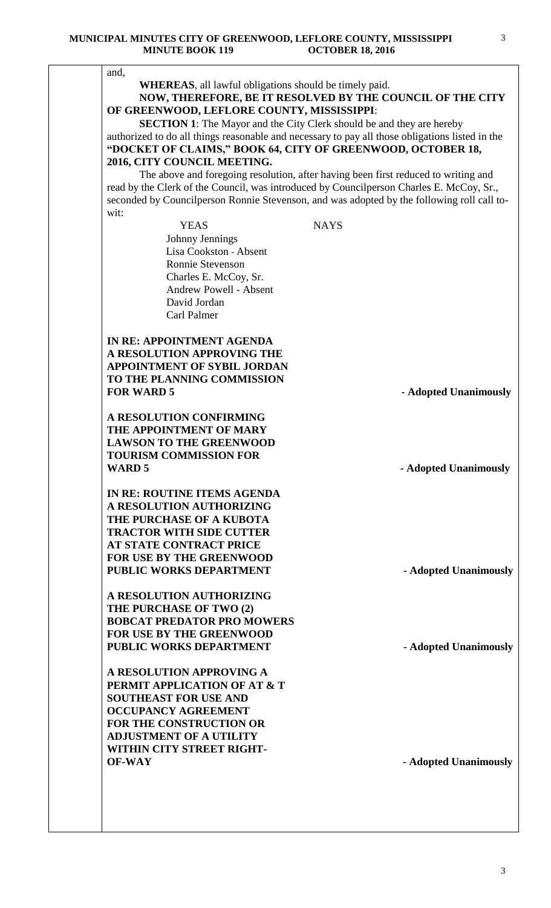and,

**WHEREAS**, all lawful obligations should be timely paid.

**NOW, THEREFORE, BE IT RESOLVED BY THE COUNCIL OF THE CITY OF GREENWOOD, LEFLORE COUNTY, MISSISSIPPI**:

**SECTION 1**: The Mayor and the City Clerk should be and they are hereby authorized to do all things reasonable and necessary to pay all those obligations listed in the **"DOCKET OF CLAIMS," BOOK 64, CITY OF GREENWOOD, OCTOBER 18, 2016, CITY COUNCIL MEETING.**

The above and foregoing resolution, after having been first reduced to writing and read by the Clerk of the Council, was introduced by Councilperson Charles E. McCoy, Sr., seconded by Councilperson Ronnie Stevenson, and was adopted by the following roll call to-wit:

| YEAS | NAYS |
|---|---|
| Johnny Jennings | |
| Lisa Cookston - Absent | |
| Ronnie Stevenson | |
| Charles E. McCoy, Sr. | |
| Andrew Powell - Absent | |
| David Jordan | |
| Carl Palmer | |

**IN RE: APPOINTMENT AGENDA**

**A RESOLUTION APPROVING THE APPOINTMENT OF SYBIL JORDAN TO THE PLANNING COMMISSION FOR WARD 5** - **Adopted Unanimously**

**A RESOLUTION CONFIRMING THE APPOINTMENT OF MARY LAWSON TO THE GREENWOOD TOURISM COMMISSION FOR WARD 5** - **Adopted Unanimously**

**IN RE: ROUTINE ITEMS AGENDA**

**A RESOLUTION AUTHORIZING THE PURCHASE OF A KUBOTA TRACTOR WITH SIDE CUTTER AT STATE CONTRACT PRICE FOR USE BY THE GREENWOOD PUBLIC WORKS DEPARTMENT** - **Adopted Unanimously**

**A RESOLUTION AUTHORIZING THE PURCHASE OF TWO (2) BOBCAT PREDATOR PRO MOWERS FOR USE BY THE GREENWOOD PUBLIC WORKS DEPARTMENT** - **Adopted Unanimously**

**A RESOLUTION APPROVING A PERMIT APPLICATION OF AT & T SOUTHEAST FOR USE AND OCCUPANCY AGREEMENT FOR THE CONSTRUCTION OR ADJUSTMENT OF A UTILITY WITHIN CITY STREET RIGHT-OF-WAY** - **Adopted Unanimously**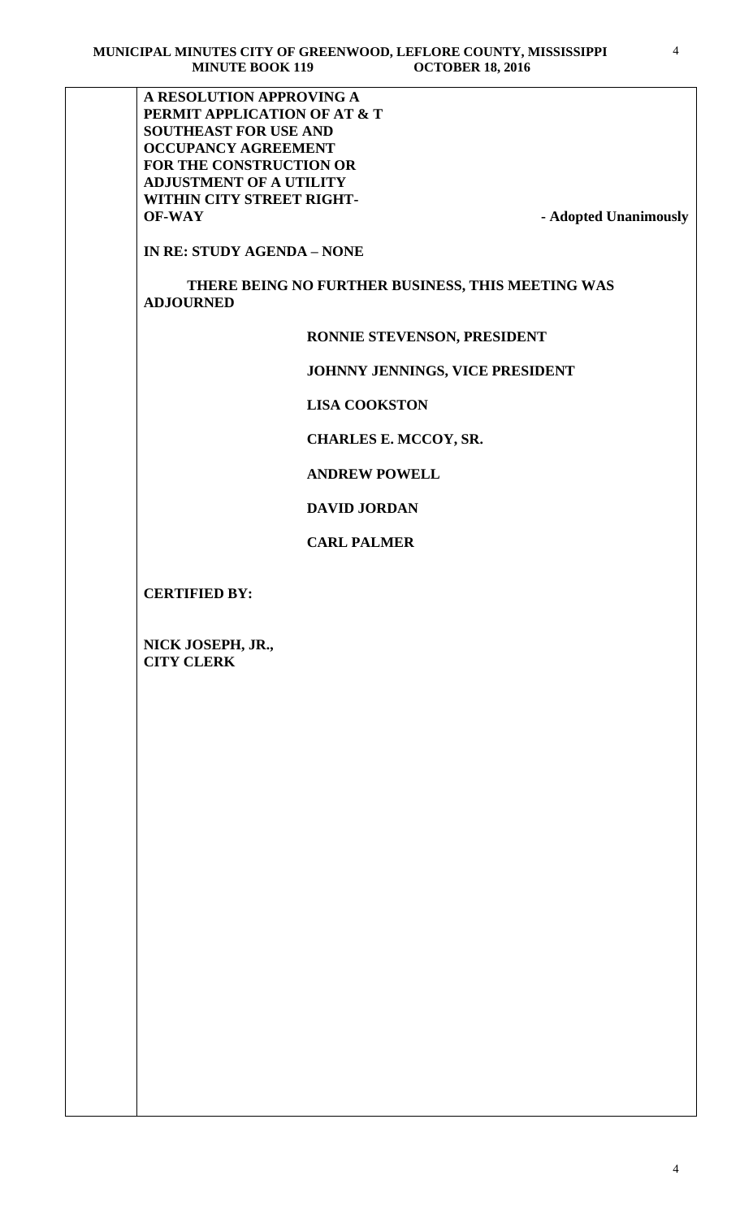**A RESOLUTION APPROVING A PERMIT APPLICATION OF AT & T SOUTHEAST FOR USE AND OCCUPANCY AGREEMENT FOR THE CONSTRUCTION OR ADJUSTMENT OF A UTILITY WITHIN CITY STREET RIGHT-OF-WAY** **- Adopted Unanimously**

**IN RE: STUDY AGENDA – NONE**

**THERE BEING NO FURTHER BUSINESS, THIS MEETING WAS ADJOURNED**

**RONNIE STEVENSON, PRESIDENT**

**JOHNNY JENNINGS, VICE PRESIDENT**

**LISA COOKSTON**

**CHARLES E. MCCOY, SR.**

**ANDREW POWELL**

**DAVID JORDAN**

**CARL PALMER**

**CERTIFIED BY:**

**NICK JOSEPH, JR.,**
**CITY CLERK**